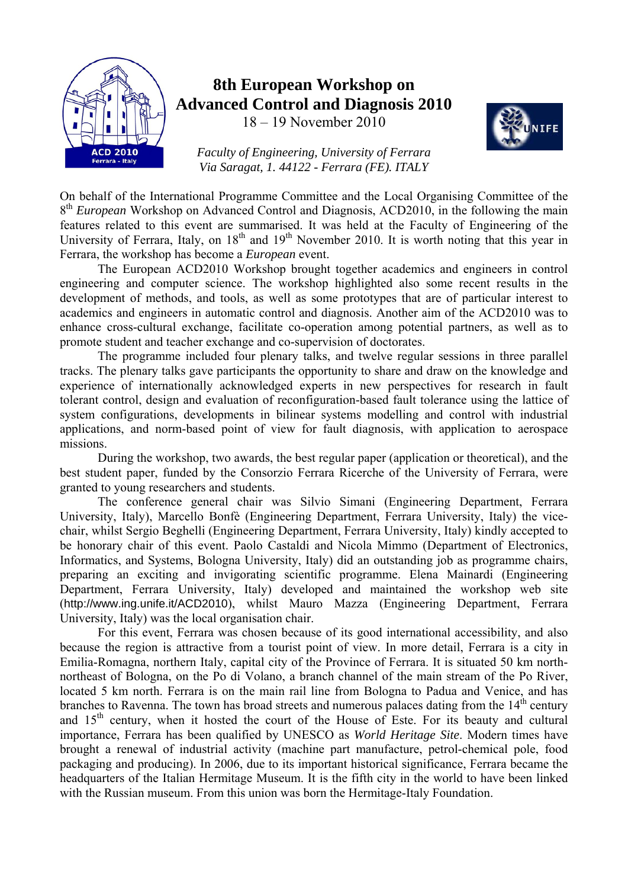# 8th European Workshop on Advanced Control and Diagnosis 2010

18 – 19 November 2010

*Faculty of Engineering, University of Ferrara*
*Via Saragat, 1. 44122 - Ferrara (FE). ITALY*

On behalf of the International Programme Committee and the Local Organising Committee of the 8th *European* Workshop on Advanced Control and Diagnosis, ACD2010, in the following the main features related to this event are summarised. It was held at the Faculty of Engineering of the University of Ferrara, Italy, on 18th and 19th November 2010. It is worth noting that this year in Ferrara, the workshop has become a *European* event.

The European ACD2010 Workshop brought together academics and engineers in control engineering and computer science. The workshop highlighted also some recent results in the development of methods, and tools, as well as some prototypes that are of particular interest to academics and engineers in automatic control and diagnosis. Another aim of the ACD2010 was to enhance cross-cultural exchange, facilitate co-operation among potential partners, as well as to promote student and teacher exchange and co-supervision of doctorates.

The programme included four plenary talks, and twelve regular sessions in three parallel tracks. The plenary talks gave participants the opportunity to share and draw on the knowledge and experience of internationally acknowledged experts in new perspectives for research in fault tolerant control, design and evaluation of reconfiguration-based fault tolerance using the lattice of system configurations, developments in bilinear systems modelling and control with industrial applications, and norm-based point of view for fault diagnosis, with application to aerospace missions.

During the workshop, two awards, the best regular paper (application or theoretical), and the best student paper, funded by the Consorzio Ferrara Ricerche of the University of Ferrara, were granted to young researchers and students.

The conference general chair was Silvio Simani (Engineering Department, Ferrara University, Italy), Marcello Bonfè (Engineering Department, Ferrara University, Italy) the vice-chair, whilst Sergio Beghelli (Engineering Department, Ferrara University, Italy) kindly accepted to be honorary chair of this event. Paolo Castaldi and Nicola Mimmo (Department of Electronics, Informatics, and Systems, Bologna University, Italy) did an outstanding job as programme chairs, preparing an exciting and invigorating scientific programme. Elena Mainardi (Engineering Department, Ferrara University, Italy) developed and maintained the workshop web site (http://www.ing.unife.it/ACD2010), whilst Mauro Mazza (Engineering Department, Ferrara University, Italy) was the local organisation chair.

For this event, Ferrara was chosen because of its good international accessibility, and also because the region is attractive from a tourist point of view. In more detail, Ferrara is a city in Emilia-Romagna, northern Italy, capital city of the Province of Ferrara. It is situated 50 km north-northeast of Bologna, on the Po di Volano, a branch channel of the main stream of the Po River, located 5 km north. Ferrara is on the main rail line from Bologna to Padua and Venice, and has branches to Ravenna. The town has broad streets and numerous palaces dating from the 14th century and 15th century, when it hosted the court of the House of Este. For its beauty and cultural importance, Ferrara has been qualified by UNESCO as *World Heritage Site*. Modern times have brought a renewal of industrial activity (machine part manufacture, petrol-chemical pole, food packaging and producing). In 2006, due to its important historical significance, Ferrara became the headquarters of the Italian Hermitage Museum. It is the fifth city in the world to have been linked with the Russian museum. From this union was born the Hermitage-Italy Foundation.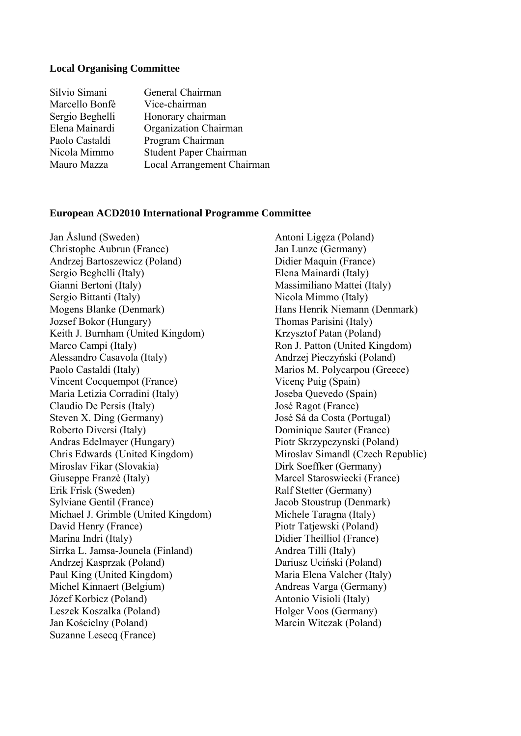## Local Organising Committee

| | |
|---|---|
| Silvio Simani | General Chairman |
| Marcello Bonfè | Vice-chairman |
| Sergio Beghelli | Honorary chairman |
| Elena Mainardi | Organization Chairman |
| Paolo Castaldi | Program Chairman |
| Nicola Mimmo | Student Paper Chairman |
| Mauro Mazza | Local Arrangement Chairman |

## European ACD2010 International Programme Committee

Jan Åslund (Sweden)
Christophe Aubrun (France)
Andrzej Bartoszewicz (Poland)
Sergio Beghelli (Italy)
Gianni Bertoni (Italy)
Sergio Bittanti (Italy)
Mogens Blanke (Denmark)
Jozsef Bokor (Hungary)
Keith J. Burnham (United Kingdom)
Marco Campi (Italy)
Alessandro Casavola (Italy)
Paolo Castaldi (Italy)
Vincent Cocquempot (France)
Maria Letizia Corradini (Italy)
Claudio De Persis (Italy)
Steven X. Ding (Germany)
Roberto Diversi (Italy)
Andras Edelmayer (Hungary)
Chris Edwards (United Kingdom)
Miroslav Fikar (Slovakia)
Giuseppe Franzè (Italy)
Erik Frisk (Sweden)
Sylviane Gentil (France)
Michael J. Grimble (United Kingdom)
David Henry (France)
Marina Indri (Italy)
Sirrka L. Jamsa-Jounela (Finland)
Andrzej Kasprzak (Poland)
Paul King (United Kingdom)
Michel Kinnaert (Belgium)
Józef Korbicz (Poland)
Leszek Koszalka (Poland)
Jan Kościelny (Poland)
Suzanne Lesecq (France)
Antoni Ligęza (Poland)
Jan Lunze (Germany)
Didier Maquin (France)
Elena Mainardi (Italy)
Massimiliano Mattei (Italy)
Nicola Mimmo (Italy)
Hans Henrik Niemann (Denmark)
Thomas Parisini (Italy)
Krzysztof Patan (Poland)
Ron J. Patton (United Kingdom)
Andrzej Pieczyński (Poland)
Marios M. Polycarpou (Greece)
Vicenç Puig (Spain)
Joseba Quevedo (Spain)
José Ragot (France)
José Sá da Costa (Portugal)
Dominique Sauter (France)
Piotr Skrzypczynski (Poland)
Miroslav Simandl (Czech Republic)
Dirk Soeffker (Germany)
Marcel Staroswiecki (France)
Ralf Stetter (Germany)
Jacob Stoustrup (Denmark)
Michele Taragna (Italy)
Piotr Tatjewski (Poland)
Didier Theilliol (France)
Andrea Tilli (Italy)
Dariusz Uciński (Poland)
Maria Elena Valcher (Italy)
Andreas Varga (Germany)
Antonio Visioli (Italy)
Holger Voos (Germany)
Marcin Witczak (Poland)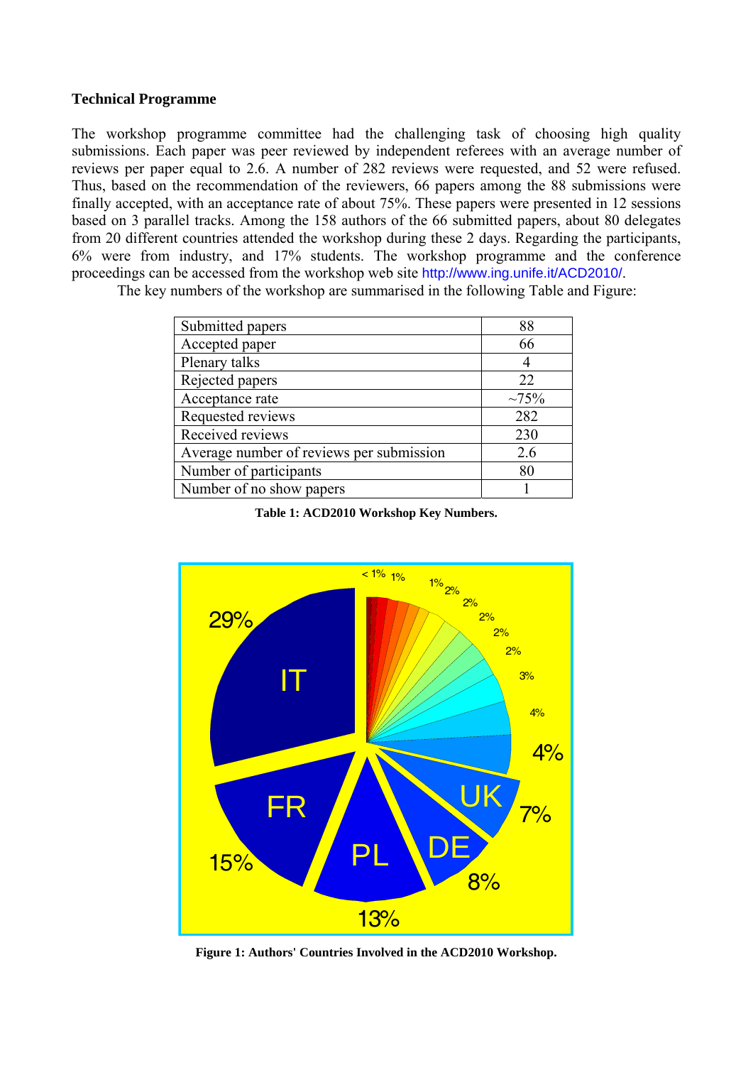### Technical Programme

The workshop programme committee had the challenging task of choosing high quality submissions. Each paper was peer reviewed by independent referees with an average number of reviews per paper equal to 2.6. A number of 282 reviews were requested, and 52 were refused. Thus, based on the recommendation of the reviewers, 66 papers among the 88 submissions were finally accepted, with an acceptance rate of about 75%. These papers were presented in 12 sessions based on 3 parallel tracks. Among the 158 authors of the 66 submitted papers, about 80 delegates from 20 different countries attended the workshop during these 2 days. Regarding the participants, 6% were from industry, and 17% students. The workshop programme and the conference proceedings can be accessed from the workshop web site http://www.ing.unife.it/ACD2010/.

The key numbers of the workshop are summarised in the following Table and Figure:

| | |
|---|---|
| Submitted papers | 88 |
| Accepted paper | 66 |
| Plenary talks | 4 |
| Rejected papers | 22 |
| Acceptance rate | ~75% |
| Requested reviews | 282 |
| Received reviews | 230 |
| Average number of reviews per submission | 2.6 |
| Number of participants | 80 |
| Number of no show papers | 1 |

**Table 1: ACD2010 Workshop Key Numbers.**

**Figure 1: Authors' Countries Involved in the ACD2010 Workshop.**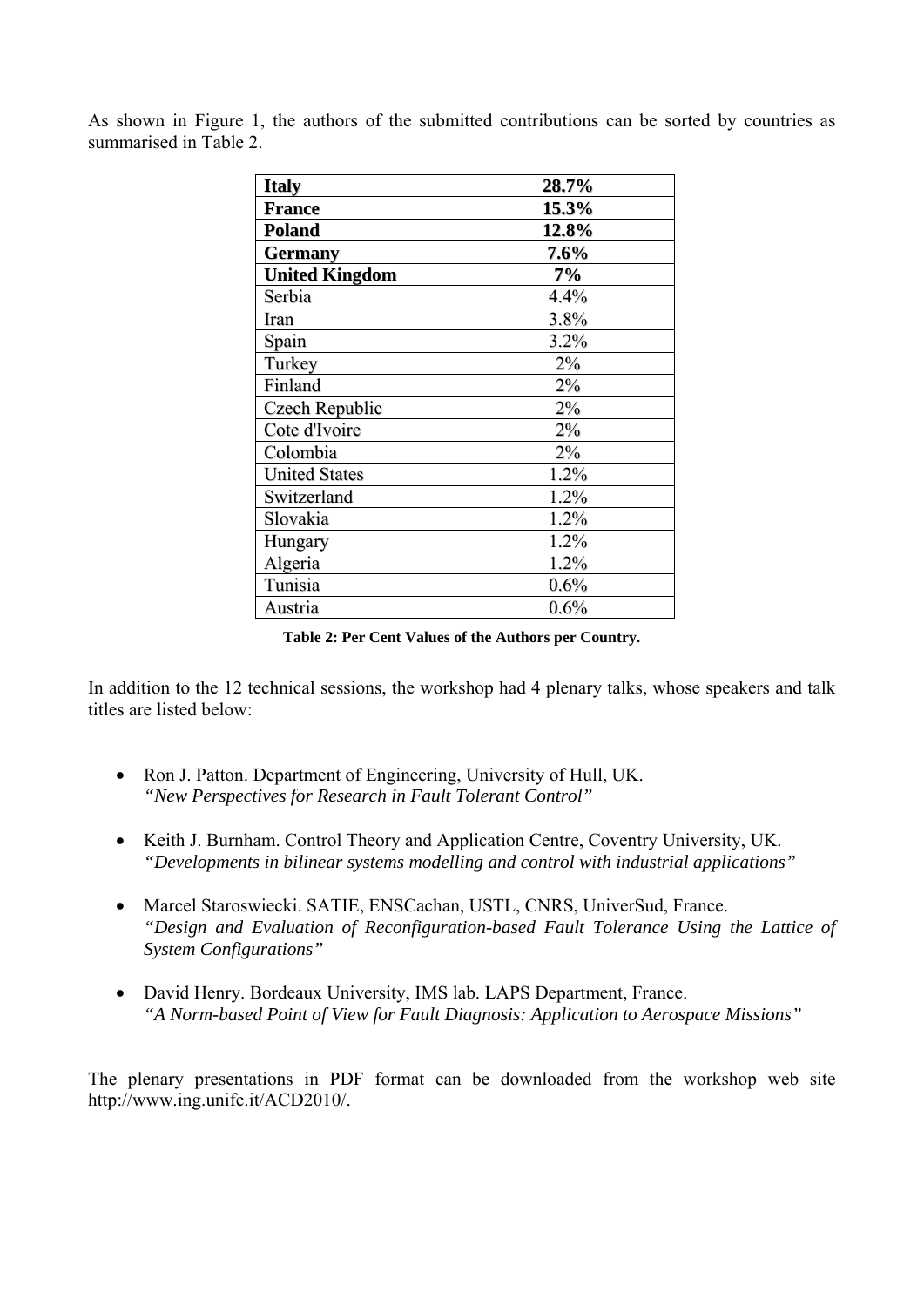As shown in Figure 1, the authors of the submitted contributions can be sorted by countries as summarised in Table 2.

| **Italy** | **28.7%** |
|---|---|
| **France** | **15.3%** |
| **Poland** | **12.8%** |
| **Germany** | **7.6%** |
| **United Kingdom** | **7%** |
| Serbia | 4.4% |
| Iran | 3.8% |
| Spain | 3.2% |
| Turkey | 2% |
| Finland | 2% |
| Czech Republic | 2% |
| Cote d'Ivoire | 2% |
| Colombia | 2% |
| United States | 1.2% |
| Switzerland | 1.2% |
| Slovakia | 1.2% |
| Hungary | 1.2% |
| Algeria | 1.2% |
| Tunisia | 0.6% |
| Austria | 0.6% |

**Table 2: Per Cent Values of the Authors per Country.**

In addition to the 12 technical sessions, the workshop had 4 plenary talks, whose speakers and talk titles are listed below:

- Ron J. Patton. Department of Engineering, University of Hull, UK.
  *"New Perspectives for Research in Fault Tolerant Control"*

- Keith J. Burnham. Control Theory and Application Centre, Coventry University, UK.
  *"Developments in bilinear systems modelling and control with industrial applications"*

- Marcel Staroswiecki. SATIE, ENSCachan, USTL, CNRS, UniverSud, France.
  *"Design and Evaluation of Reconfiguration-based Fault Tolerance Using the Lattice of System Configurations"*

- David Henry. Bordeaux University, IMS lab. LAPS Department, France.
  *"A Norm-based Point of View for Fault Diagnosis: Application to Aerospace Missions"*

The plenary presentations in PDF format can be downloaded from the workshop web site http://www.ing.unife.it/ACD2010/.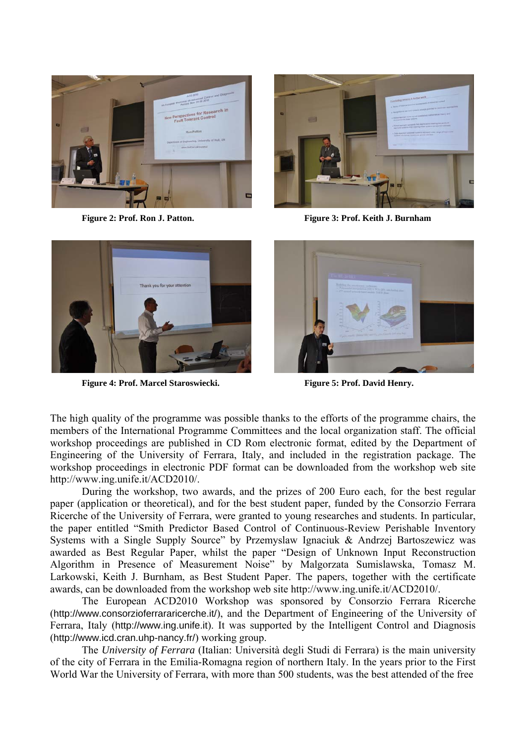Figure 2: Prof. Ron J. Patton.

Figure 3: Prof. Keith J. Burnham

Figure 4: Prof. Marcel Staroswiecki.

Figure 5: Prof. David Henry.

The high quality of the programme was possible thanks to the efforts of the programme chairs, the members of the International Programme Committees and the local organization staff. The official workshop proceedings are published in CD Rom electronic format, edited by the Department of Engineering of the University of Ferrara, Italy, and included in the registration package. The workshop proceedings in electronic PDF format can be downloaded from the workshop web site http://www.ing.unife.it/ACD2010/.

During the workshop, two awards, and the prizes of 200 Euro each, for the best regular paper (application or theoretical), and for the best student paper, funded by the Consorzio Ferrara Ricerche of the University of Ferrara, were granted to young researches and students. In particular, the paper entitled "Smith Predictor Based Control of Continuous-Review Perishable Inventory Systems with a Single Supply Source" by Przemyslaw Ignaciuk & Andrzej Bartoszewicz was awarded as Best Regular Paper, whilst the paper "Design of Unknown Input Reconstruction Algorithm in Presence of Measurement Noise" by Malgorzata Sumislawska, Tomasz M. Larkowski, Keith J. Burnham, as Best Student Paper. The papers, together with the certificate awards, can be downloaded from the workshop web site http://www.ing.unife.it/ACD2010/.

The European ACD2010 Workshop was sponsored by Consorzio Ferrara Ricerche (http://www.consorzioferpainricerche.it/), and the Department of Engineering of the University of Ferrara, Italy (http://www.ing.unife.it). It was supported by the Intelligent Control and Diagnosis (http://www.icd.cran.uhp-nancy.fr/) working group.

The *University of Ferrara* (Italian: Università degli Studi di Ferrara) is the main university of the city of Ferrara in the Emilia-Romagna region of northern Italy. In the years prior to the First World War the University of Ferrara, with more than 500 students, was the best attended of the free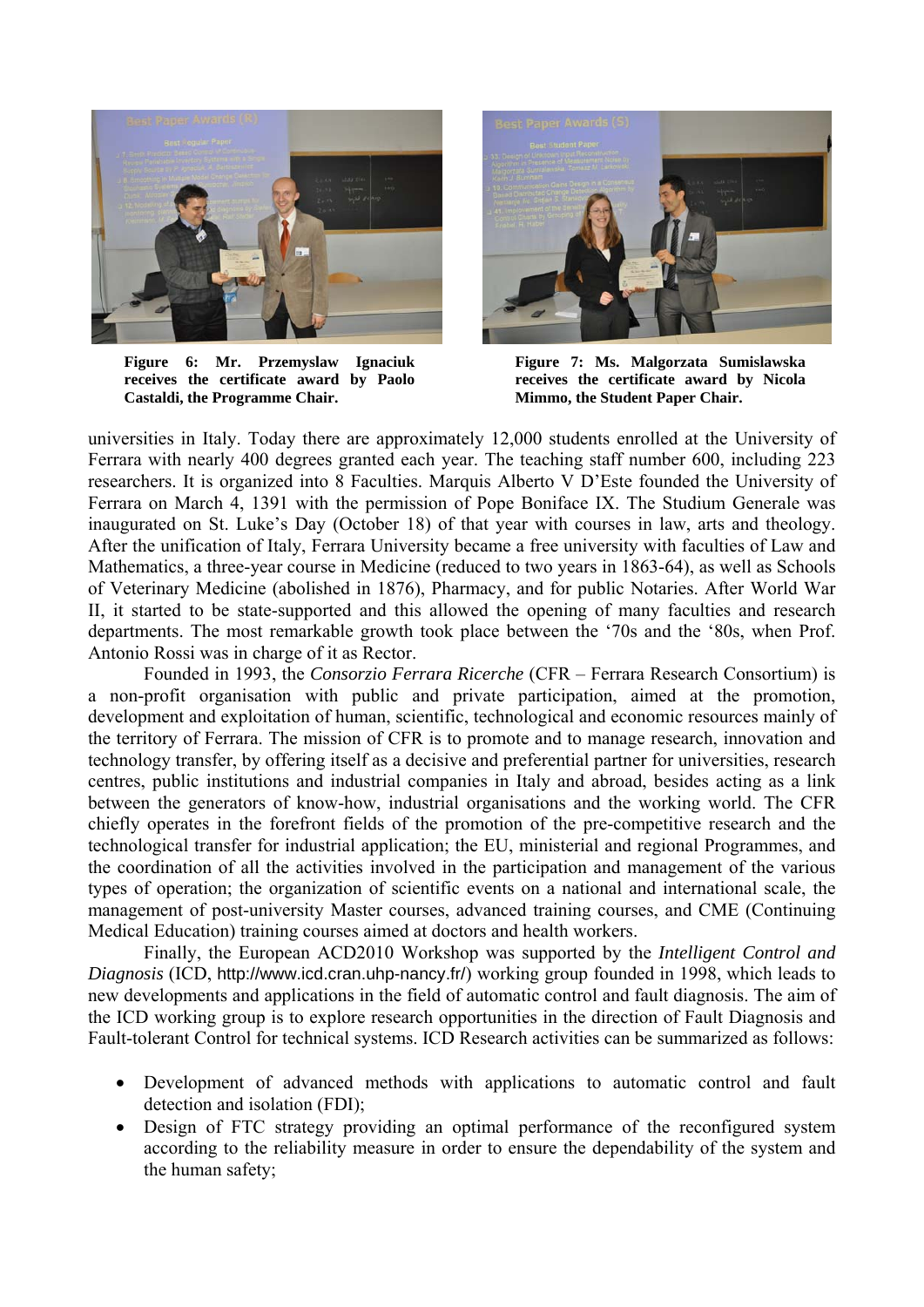**Figure 6: Mr. Przemyslaw Ignaciuk receives the certificate award by Paolo Castaldi, the Programme Chair.**

**Figure 7: Ms. Malgorzata Sumislawska receives the certificate award by Nicola Mimmo, the Student Paper Chair.**

universities in Italy. Today there are approximately 12,000 students enrolled at the University of Ferrara with nearly 400 degrees granted each year. The teaching staff number 600, including 223 researchers. It is organized into 8 Faculties. Marquis Alberto V D'Este founded the University of Ferrara on March 4, 1391 with the permission of Pope Boniface IX. The Studium Generale was inaugurated on St. Luke's Day (October 18) of that year with courses in law, arts and theology. After the unification of Italy, Ferrara University became a free university with faculties of Law and Mathematics, a three-year course in Medicine (reduced to two years in 1863-64), as well as Schools of Veterinary Medicine (abolished in 1876), Pharmacy, and for public Notaries. After World War II, it started to be state-supported and this allowed the opening of many faculties and research departments. The most remarkable growth took place between the '70s and the '80s, when Prof. Antonio Rossi was in charge of it as Rector.

Founded in 1993, the *Consorzio Ferrara Ricerche* (CFR – Ferrara Research Consortium) is a non-profit organisation with public and private participation, aimed at the promotion, development and exploitation of human, scientific, technological and economic resources mainly of the territory of Ferrara. The mission of CFR is to promote and to manage research, innovation and technology transfer, by offering itself as a decisive and preferential partner for universities, research centres, public institutions and industrial companies in Italy and abroad, besides acting as a link between the generators of know-how, industrial organisations and the working world. The CFR chiefly operates in the forefront fields of the promotion of the pre-competitive research and the technological transfer for industrial application; the EU, ministerial and regional Programmes, and the coordination of all the activities involved in the participation and management of the various types of operation; the organization of scientific events on a national and international scale, the management of post-university Master courses, advanced training courses, and CME (Continuing Medical Education) training courses aimed at doctors and health workers.

Finally, the European ACD2010 Workshop was supported by the *Intelligent Control and Diagnosis* (ICD, http://www.icd.cran.uhp-nancy.fr/) working group founded in 1998, which leads to new developments and applications in the field of automatic control and fault diagnosis. The aim of the ICD working group is to explore research opportunities in the direction of Fault Diagnosis and Fault-tolerant Control for technical systems. ICD Research activities can be summarized as follows:

- Development of advanced methods with applications to automatic control and fault detection and isolation (FDI);
- Design of FTC strategy providing an optimal performance of the reconfigured system according to the reliability measure in order to ensure the dependability of the system and the human safety;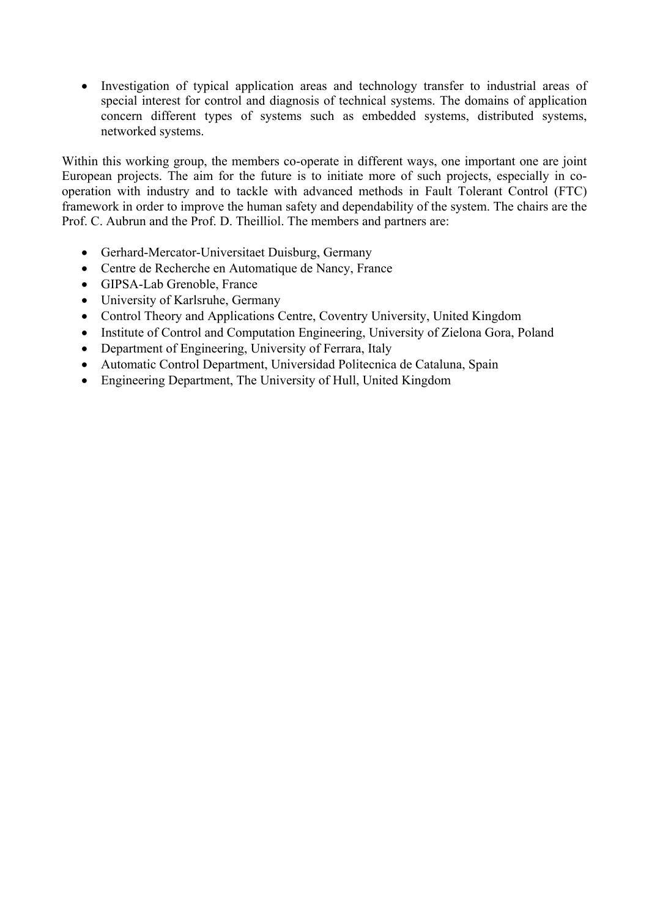- Investigation of typical application areas and technology transfer to industrial areas of special interest for control and diagnosis of technical systems. The domains of application concern different types of systems such as embedded systems, distributed systems, networked systems.

Within this working group, the members co-operate in different ways, one important one are joint European projects. The aim for the future is to initiate more of such projects, especially in co-operation with industry and to tackle with advanced methods in Fault Tolerant Control (FTC) framework in order to improve the human safety and dependability of the system. The chairs are the Prof. C. Aubrun and the Prof. D. Theilliol. The members and partners are:

- Gerhard-Mercator-Universitaet Duisburg, Germany
- Centre de Recherche en Automatique de Nancy, France
- GIPSA-Lab Grenoble, France
- University of Karlsruhe, Germany
- Control Theory and Applications Centre, Coventry University, United Kingdom
- Institute of Control and Computation Engineering, University of Zielona Gora, Poland
- Department of Engineering, University of Ferrara, Italy
- Automatic Control Department, Universidad Politecnica de Cataluna, Spain
- Engineering Department, The University of Hull, United Kingdom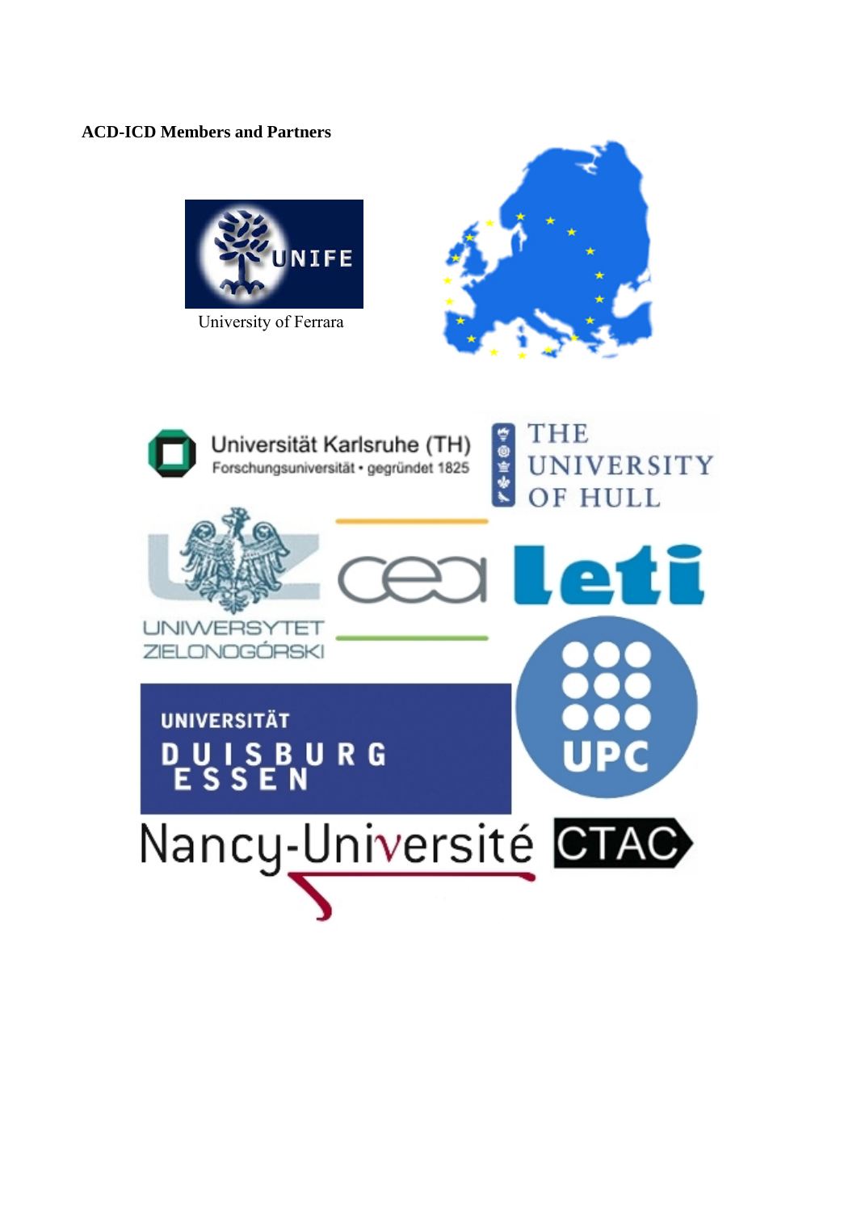**ACD-ICD Members and Partners**

University of Ferrara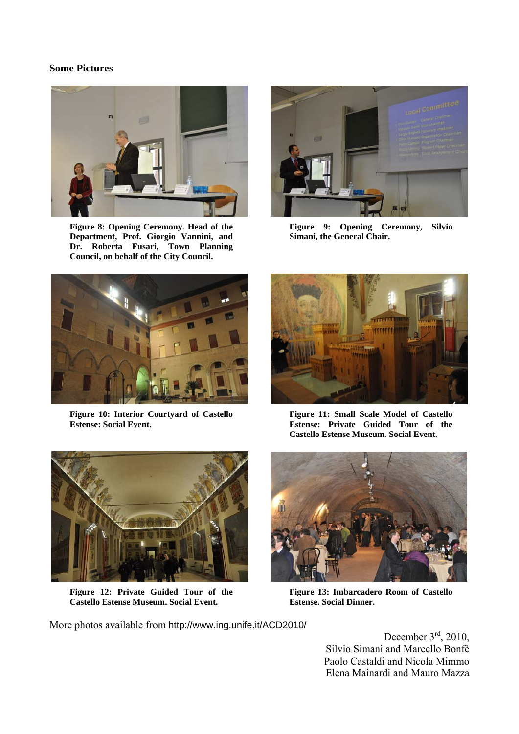### Some Pictures

**Figure 8: Opening Ceremony. Head of the Department, Prof. Giorgio Vannini, and Dr. Roberta Fusari, Town Planning Council, on behalf of the City Council.**

**Figure 9: Opening Ceremony, Silvio Simani, the General Chair.**

**Figure 10: Interior Courtyard of Castello Estense: Social Event.**

**Figure 11: Small Scale Model of Castello Estense: Private Guided Tour of the Castello Estense Museum. Social Event.**

**Figure 12: Private Guided Tour of the Castello Estense Museum. Social Event.**

**Figure 13: Imbarcadero Room of Castello Estense. Social Dinner.**

More photos available from http://www.ing.unife.it/ACD2010/

December 3rd, 2010,
Silvio Simani and Marcello Bonfè
Paolo Castaldi and Nicola Mimmo
Elena Mainardi and Mauro Mazza